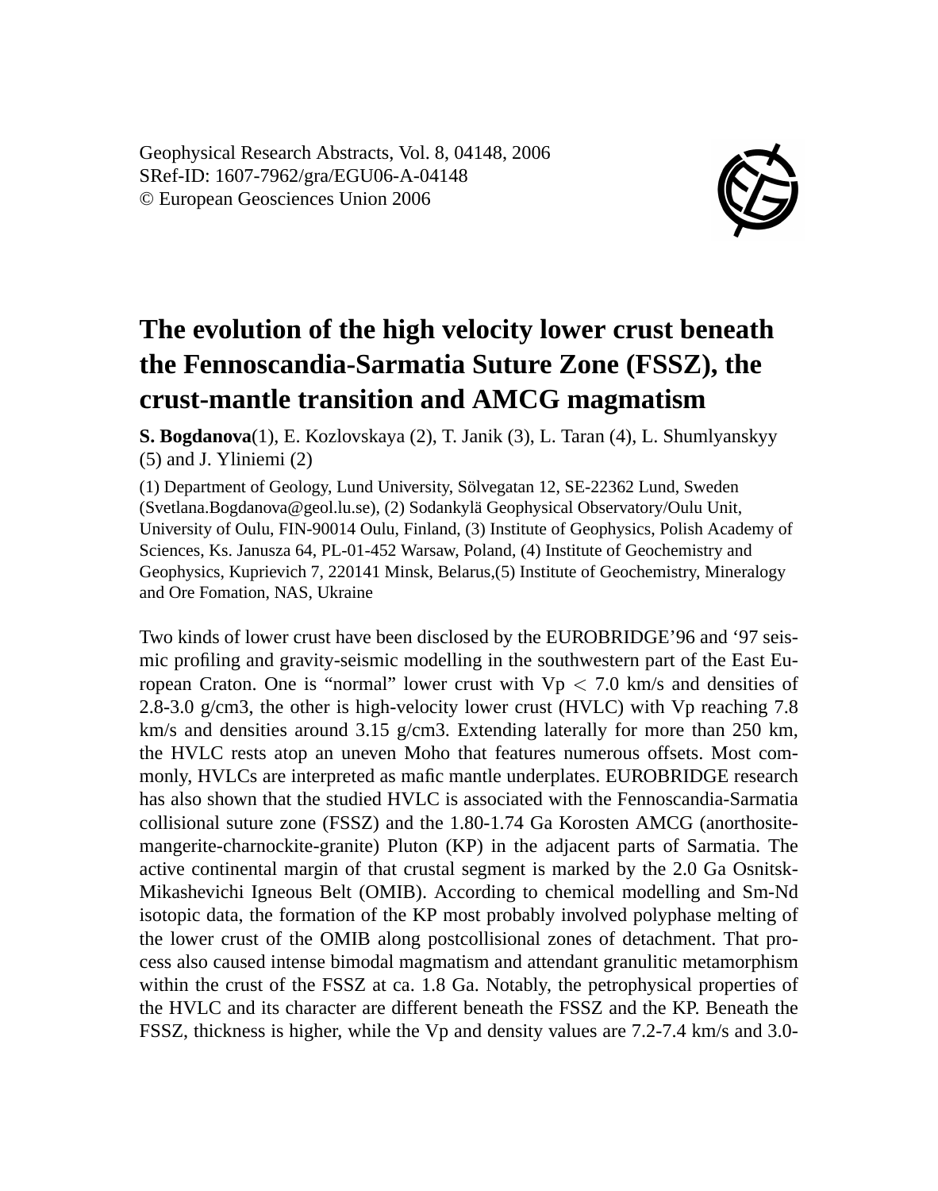Geophysical Research Abstracts, Vol. 8, 04148, 2006
SRef-ID: 1607-7962/gra/EGU06-A-04148
© European Geosciences Union 2006

# The evolution of the high velocity lower crust beneath the Fennoscandia-Sarmatia Suture Zone (FSSZ), the crust-mantle transition and AMCG magmatism

**S. Bogdanova**(1), E. Kozlovskaya (2), T. Janik (3), L. Taran (4), L. Shumlyanskyy (5) and J. Yliniemi (2)

(1) Department of Geology, Lund University, Sölvegatan 12, SE-22362 Lund, Sweden (Svetlana.Bogdanova@geol.lu.se), (2) Sodankylä Geophysical Observatory/Oulu Unit, University of Oulu, FIN-90014 Oulu, Finland, (3) Institute of Geophysics, Polish Academy of Sciences, Ks. Janusza 64, PL-01-452 Warsaw, Poland, (4) Institute of Geochemistry and Geophysics, Kuprievich 7, 220141 Minsk, Belarus,(5) Institute of Geochemistry, Mineralogy and Ore Fomation, NAS, Ukraine

Two kinds of lower crust have been disclosed by the EUROBRIDGE'96 and '97 seismic profiling and gravity-seismic modelling in the southwestern part of the East European Craton. One is "normal" lower crust with $Vp < 7.0$ km/s and densities of 2.8-3.0 g/cm3, the other is high-velocity lower crust (HVLC) with Vp reaching 7.8 km/s and densities aroung 3.15 g/cm3. Extending laterally for more than 250 km, the HVLC rests atop an uneven Moho that features numerous offsets. Most commonly, HVLCs are interpreted as mafic mantle underplates. EUROBRIDGE research has also shown that the studied HVLC is associated with the Fennoscandia-Sarmatia collisional suture zone (FSSZ) and the 1.80-1.74 Ga Korosten AMCG (anorthosite-mangerite-charnockite-granite) Pluton (KP) in the adjacent parts of Sarmatia. The active continental margin of that crustal segment is marked by the 2.0 Ga Osnitsk-Mikashevichi Igneous Belt (OMIB). According to chemical modelling and Sm-Nd isotopic data, the formation of the KP most probably involved polyphase melting of the lower crust of the OMIB along postcollisional zones of detachment. That process also caused intense bimodal magmatism and attendant granulitic metamorphism within the crust of the FSSZ at ca. 1.8 Ga. Notably, the petrophysical properties of the HVLC and its character are different beneath the FSSZ and the KP. Beneath the FSSZ, thickness is higher, while the Vp and density values are 7.2-7.4 km/s and 3.0-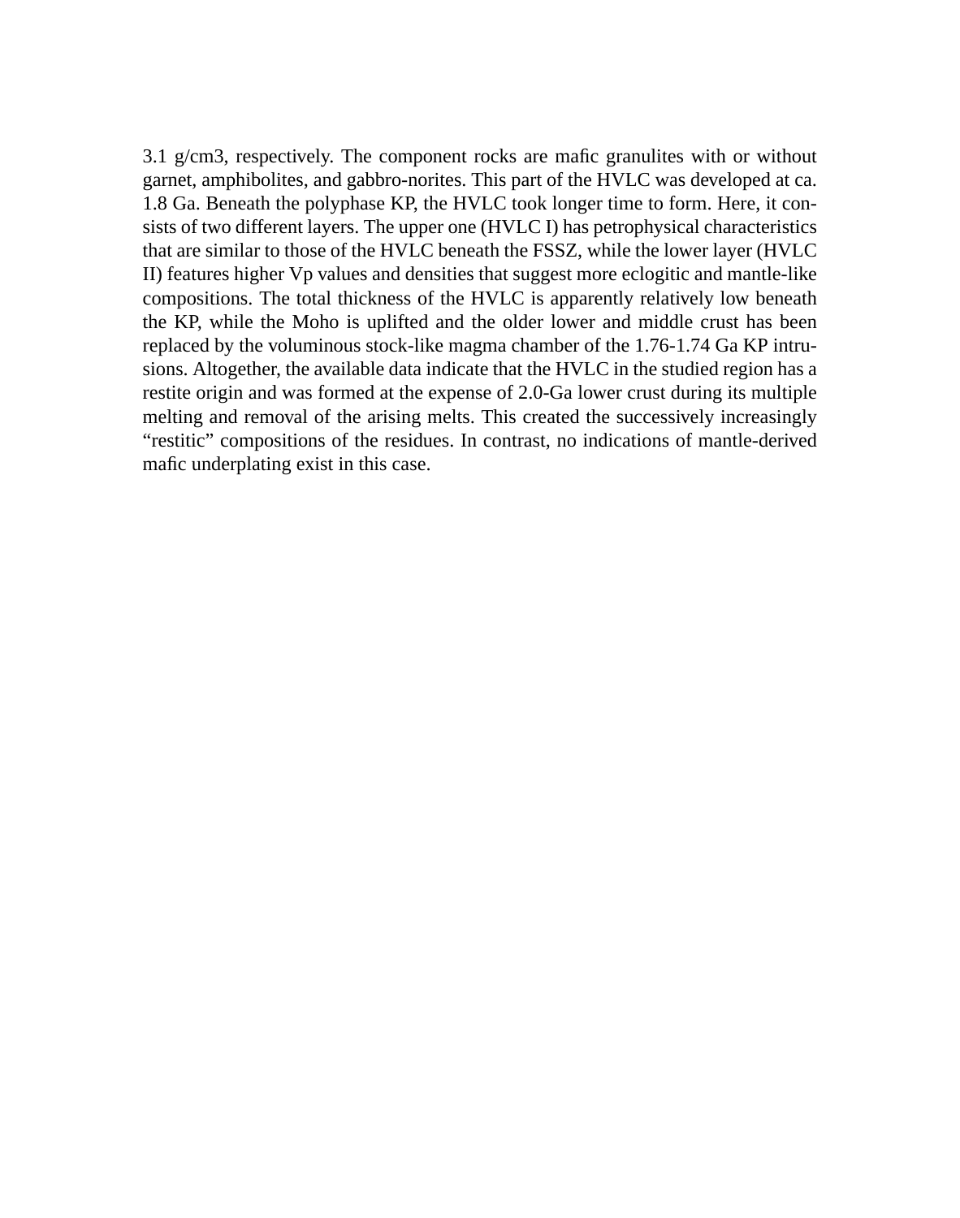3.1 g/cm3, respectively. The component rocks are mafic granulites with or without garnet, amphibolites, and gabbro-norites. This part of the HVLC was developed at ca. 1.8 Ga. Beneath the polyphase KP, the HVLC took longer time to form. Here, it consists of two different layers. The upper one (HVLC I) has petrophysical characteristics that are similar to those of the HVLC beneath the FSSZ, while the lower layer (HVLC II) features higher Vp values and densities that suggest more eclogitic and mantle-like compositions. The total thickness of the HVLC is apparently relatively low beneath the KP, while the Moho is uplifted and the older lower and middle crust has been replaced by the voluminous stock-like magma chamber of the 1.76-1.74 Ga KP intrusions. Altogether, the available data indicate that the HVLC in the studied region has a restite origin and was formed at the expense of 2.0-Ga lower crust during its multiple melting and removal of the arising melts. This created the successively increasingly "restitic" compositions of the residues. In contrast, no indications of mantle-derived mafic underplating exist in this case.